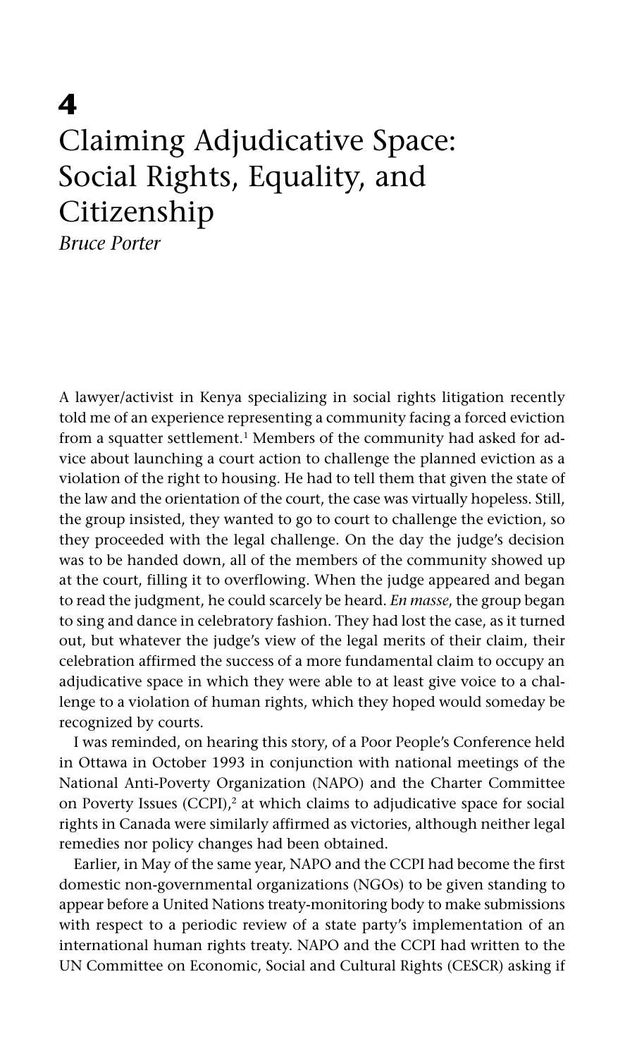# 4
# Claiming Adjudicative Space: Social Rights, Equality, and Citizenship

*Bruce Porter*

A lawyer/activist in Kenya specializing in social rights litigation recently told me of an experience representing a community facing a forced eviction from a squatter settlement.[1] Members of the community had asked for advice about launching a court action to challenge the planned eviction as a violation of the right to housing. He had to tell them that given the state of the law and the orientation of the court, the case was virtually hopeless. Still, the group insisted, they wanted to go to court to challenge the eviction, so they proceeded with the legal challenge. On the day the judge's decision was to be handed down, all of the members of the community showed up at the court, filling it to overflowing. When the judge appeared and began to read the judgment, he could scarcely be heard. *En masse*, the group began to sing and dance in celebratory fashion. They had lost the case, as it turned out, but whatever the judge's view of the legal merits of their claim, their celebration affirmed the success of a more fundamental claim to occupy an adjudicative space in which they were able to at least give voice to a challenge to a violation of human rights, which they hoped would someday be recognized by courts.

I was reminded, on hearing this story, of a Poor People's Conference held in Ottawa in October 1993 in conjunction with national meetings of the National Anti-Poverty Organization (NAPO) and the Charter Committee on Poverty Issues (CCPI),[2] at which claims to adjudicative space for social rights in Canada were similarly affirmed as victories, although neither legal remedies nor policy changes had been obtained.

Earlier, in May of the same year, NAPO and the CCPI had become the first domestic non-governmental organizations (NGOs) to be given standing to appear before a United Nations treaty-monitoring body to make submissions with respect to a periodic review of a state party's implementation of an international human rights treaty. NAPO and the CCPI had written to the UN Committee on Economic, Social and Cultural Rights (CESCR) asking if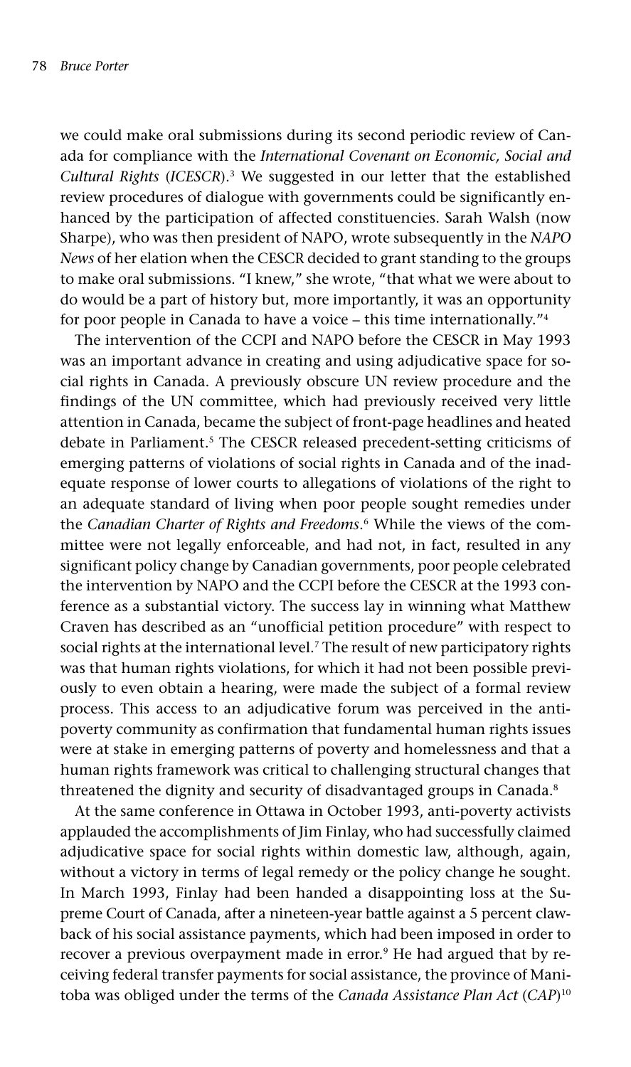we could make oral submissions during its second periodic review of Canada for compliance with the *International Covenant on Economic, Social and Cultural Rights* (*ICESCR*).[3] We suggested in our letter that the established review procedures of dialogue with governments could be significantly enhanced by the participation of affected constituencies. Sarah Walsh (now Sharpe), who was then president of NAPO, wrote subsequently in the *NAPO News* of her elation when the CESCR decided to grant standing to the groups to make oral submissions. "I knew," she wrote, "that what we were about to do would be a part of history but, more importantly, it was an opportunity for poor people in Canada to have a voice – this time internationally."[4]

The intervention of the CCPI and NAPO before the CESCR in May 1993 was an important advance in creating and using adjudicative space for social rights in Canada. A previously obscure UN review procedure and the findings of the UN committee, which had previously received very little attention in Canada, became the subject of front-page headlines and heated debate in Parliament.[5] The CESCR released precedent-setting criticisms of emerging patterns of violations of social rights in Canada and of the inadequate response of lower courts to allegations of violations of the right to an adequate standard of living when poor people sought remedies under the *Canadian Charter of Rights and Freedoms*.[6] While the views of the committee were not legally enforceable, and had not, in fact, resulted in any significant policy change by Canadian governments, poor people celebrated the intervention by NAPO and the CCPI before the CESCR at the 1993 conference as a substantial victory. The success lay in winning what Matthew Craven has described as an "unofficial petition procedure" with respect to social rights at the international level.[7] The result of new participatory rights was that human rights violations, for which it had not been possible previously to even obtain a hearing, were made the subject of a formal review process. This access to an adjudicative forum was perceived in the anti-poverty community as confirmation that fundamental human rights issues were at stake in emerging patterns of poverty and homelessness and that a human rights framework was critical to challenging structural changes that threatened the dignity and security of disadvantaged groups in Canada.[8]

At the same conference in Ottawa in October 1993, anti-poverty activists applauded the accomplishments of Jim Finlay, who had successfully claimed adjudicative space for social rights within domestic law, although, again, without a victory in terms of legal remedy or the policy change he sought. In March 1993, Finlay had been handed a disappointing loss at the Supreme Court of Canada, after a nineteen-year battle against a 5 percent clawback of his social assistance payments, which had been imposed in order to recover a previous overpayment made in error.[9] He had argued that by receiving federal transfer payments for social assistance, the province of Manitoba was obliged under the terms of the *Canada Assistance Plan Act* (*CAP*)[10]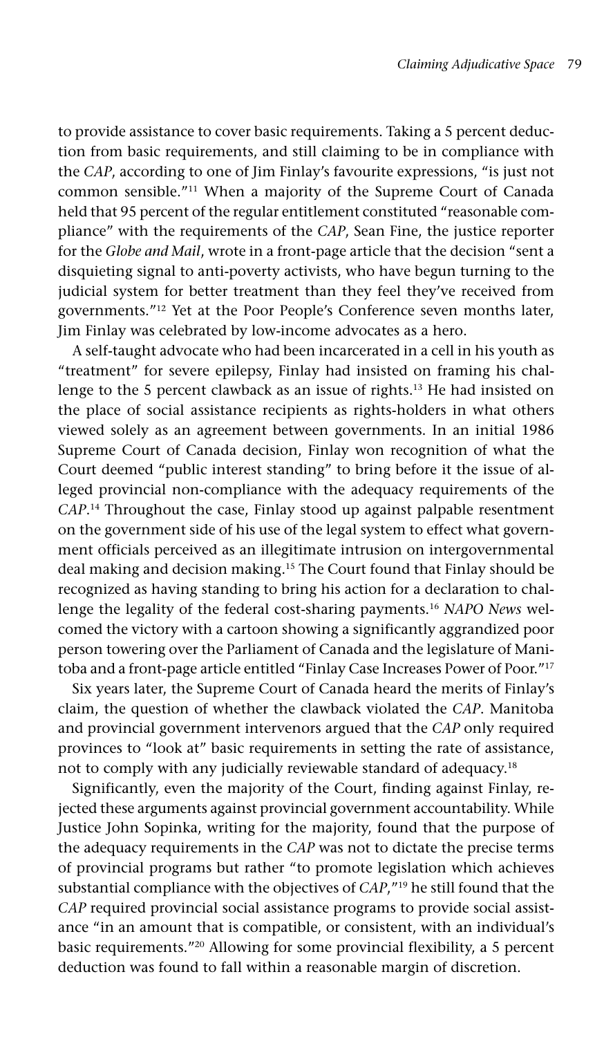to provide assistance to cover basic requirements. Taking a 5 percent deduction from basic requirements, and still claiming to be in compliance with the *CAP*, according to one of Jim Finlay's favourite expressions, "is just not common sensible."[11] When a majority of the Supreme Court of Canada held that 95 percent of the regular entitlement constituted "reasonable compliance" with the requirements of the *CAP*, Sean Fine, the justice reporter for the *Globe and Mail*, wrote in a front-page article that the decision "sent a disquieting signal to anti-poverty activists, who have begun turning to the judicial system for better treatment than they feel they've received from governments."[12] Yet at the Poor People's Conference seven months later, Jim Finlay was celebrated by low-income advocates as a hero.

A self-taught advocate who had been incarcerated in a cell in his youth as "treatment" for severe epilepsy, Finlay had insisted on framing his challenge to the 5 percent clawback as an issue of rights.[13] He had insisted on the place of social assistance recipients as rights-holders in what others viewed solely as an agreement between governments. In an initial 1986 Supreme Court of Canada decision, Finlay won recognition of what the Court deemed "public interest standing" to bring before it the issue of alleged provincial non-compliance with the adequacy requirements of the *CAP*.[14] Throughout the case, Finlay stood up against palpable resentment on the government side of his use of the legal system to effect what government officials perceived as an illegitimate intrusion on intergovernmental deal making and decision making.[15] The Court found that Finlay should be recognized as having standing to bring his action for a declaration to challenge the legality of the federal cost-sharing payments.[16] *NAPO News* welcomed the victory with a cartoon showing a significantly aggrandized poor person towering over the Parliament of Canada and the legislature of Manitoba and a front-page article entitled "Finlay Case Increases Power of Poor."[17]

Six years later, the Supreme Court of Canada heard the merits of Finlay's claim, the question of whether the clawback violated the *CAP*. Manitoba and provincial government intervenors argued that the *CAP* only required provinces to "look at" basic requirements in setting the rate of assistance, not to comply with any judicially reviewable standard of adequacy.[18]

Significantly, even the majority of the Court, finding against Finlay, rejected these arguments against provincial government accountability. While Justice John Sopinka, writing for the majority, found that the purpose of the adequacy requirements in the *CAP* was not to dictate the precise terms of provincial programs but rather "to promote legislation which achieves substantial compliance with the objectives of *CAP*,"[19] he still found that the *CAP* required provincial social assistance programs to provide social assistance "in an amount that is compatible, or consistent, with an individual's basic requirements."[20] Allowing for some provincial flexibility, a 5 percent deduction was found to fall within a reasonable margin of discretion.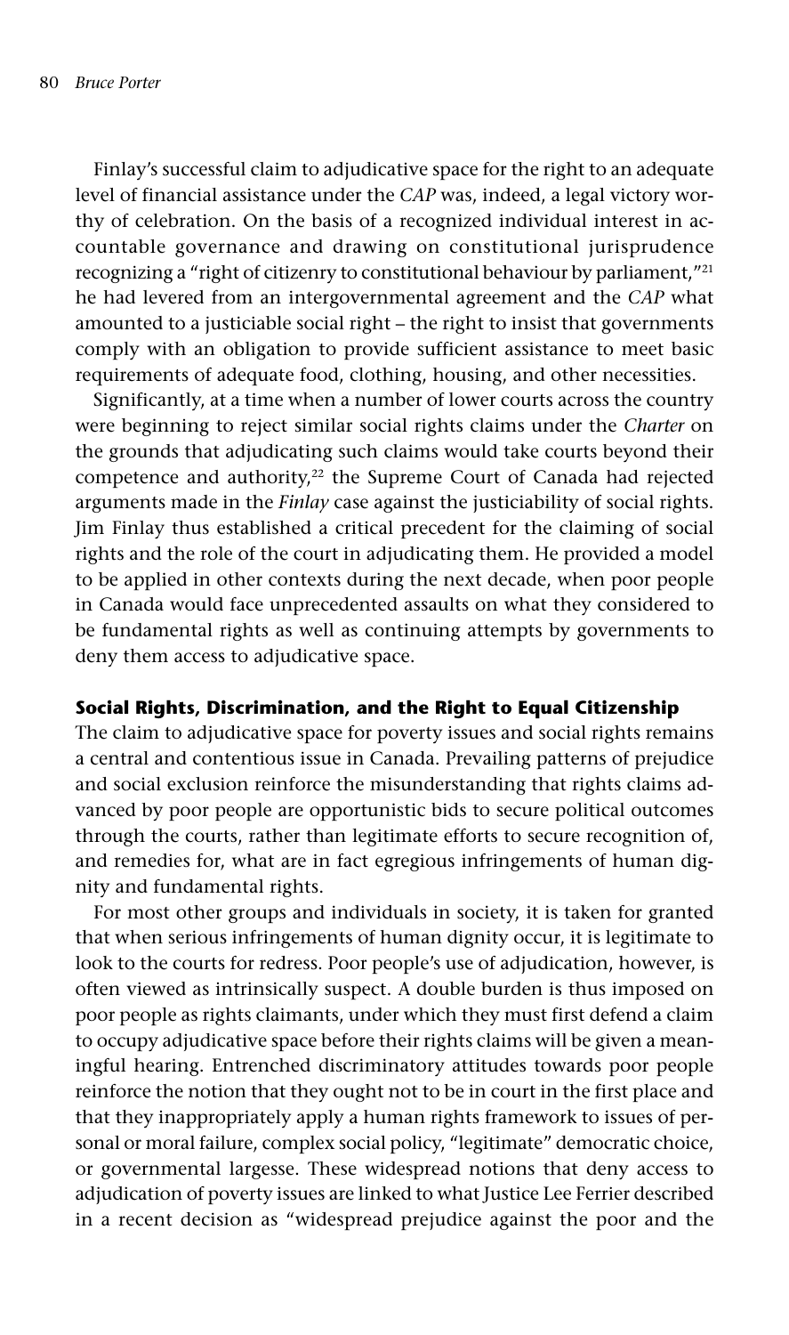Finlay's successful claim to adjudicative space for the right to an adequate level of financial assistance under the *CAP* was, indeed, a legal victory worthy of celebration. On the basis of a recognized individual interest in accountable governance and drawing on constitutional jurisprudence recognizing a "right of citizenry to constitutional behaviour by parliament,"[21] he had levered from an intergovernmental agreement and the *CAP* what amounted to a justiciable social right – the right to insist that governments comply with an obligation to provide sufficient assistance to meet basic requirements of adequate food, clothing, housing, and other necessities.

Significantly, at a time when a number of lower courts across the country were beginning to reject similar social rights claims under the *Charter* on the grounds that adjudicating such claims would take courts beyond their competence and authority,[22] the Supreme Court of Canada had rejected arguments made in the *Finlay* case against the justiciability of social rights. Jim Finlay thus established a critical precedent for the claiming of social rights and the role of the court in adjudicating them. He provided a model to be applied in other contexts during the next decade, when poor people in Canada would face unprecedented assaults on what they considered to be fundamental rights as well as continuing attempts by governments to deny them access to adjudicative space.

### Social Rights, Discrimination, and the Right to Equal Citizenship

The claim to adjudicative space for poverty issues and social rights remains a central and contentious issue in Canada. Prevailing patterns of prejudice and social exclusion reinforce the misunderstanding that rights claims advanced by poor people are opportunistic bids to secure political outcomes through the courts, rather than legitimate efforts to secure recognition of, and remedies for, what are in fact egregious infringements of human dignity and fundamental rights.

For most other groups and individuals in society, it is taken for granted that when serious infringements of human dignity occur, it is legitimate to look to the courts for redress. Poor people's use of adjudication, however, is often viewed as intrinsically suspect. A double burden is thus imposed on poor people as rights claimants, under which they must first defend a claim to occupy adjudicative space before their rights claims will be given a meaningful hearing. Entrenched discriminatory attitudes towards poor people reinforce the notion that they ought not to be in court in the first place and that they inappropriately apply a human rights framework to issues of personal or moral failure, complex social policy, "legitimate" democratic choice, or governmental largesse. These widespread notions that deny access to adjudication of poverty issues are linked to what Justice Lee Ferrier described in a recent decision as "widespread prejudice against the poor and the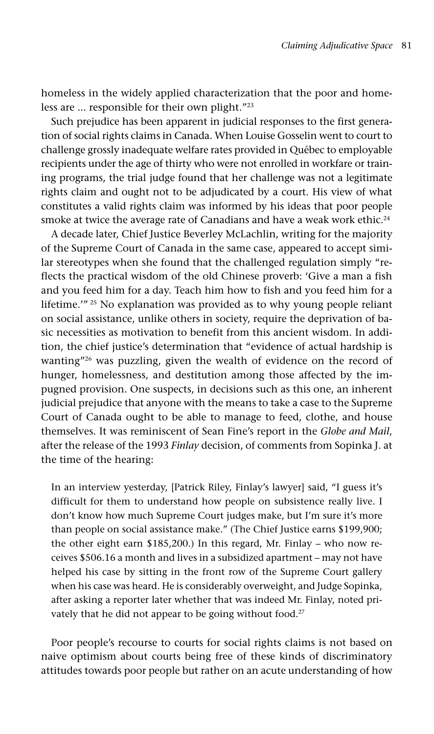homeless in the widely applied characterization that the poor and homeless are ... responsible for their own plight."[23]

Such prejudice has been apparent in judicial responses to the first generation of social rights claims in Canada. When Louise Gosselin went to court to challenge grossly inadequate welfare rates provided in Québec to employable recipients under the age of thirty who were not enrolled in workfare or training programs, the trial judge found that her challenge was not a legitimate rights claim and ought not to be adjudicated by a court. His view of what constitutes a valid rights claim was informed by his ideas that poor people smoke at twice the average rate of Canadians and have a weak work ethic.[24]

A decade later, Chief Justice Beverley McLachlin, writing for the majority of the Supreme Court of Canada in the same case, appeared to accept similar stereotypes when she found that the challenged regulation simply "reflects the practical wisdom of the old Chinese proverb: 'Give a man a fish and you feed him for a day. Teach him how to fish and you feed him for a lifetime.'"[25] No explanation was provided as to why young people reliant on social assistance, unlike others in society, require the deprivation of basic necessities as motivation to benefit from this ancient wisdom. In addition, the chief justice's determination that "evidence of actual hardship is wanting"[26] was puzzling, given the wealth of evidence on the record of hunger, homelessness, and destitution among those affected by the impugned provision. One suspects, in decisions such as this one, an inherent judicial prejudice that anyone with the means to take a case to the Supreme Court of Canada ought to be able to manage to feed, clothe, and house themselves. It was reminiscent of Sean Fine's report in the *Globe and Mail*, after the release of the 1993 *Finlay* decision, of comments from Sopinka J. at the time of the hearing:

> In an interview yesterday, [Patrick Riley, Finlay's lawyer] said, "I guess it's difficult for them to understand how people on subsistence really live. I don't know how much Supreme Court judges make, but I'm sure it's more than people on social assistance make." (The Chief Justice earns $199,900; the other eight earn $185,200.) In this regard, Mr. Finlay – who now receives $506.16 a month and lives in a subsidized apartment – may not have helped his case by sitting in the front row of the Supreme Court gallery when his case was heard. He is considerably overweight, and Judge Sopinka, after asking a reporter later whether that was indeed Mr. Finlay, noted privately that he did not appear to be going without food.[27]

Poor people's recourse to courts for social rights claims is not based on naive optimism about courts being free of these kinds of discriminatory attitudes towards poor people but rather on an acute understanding of how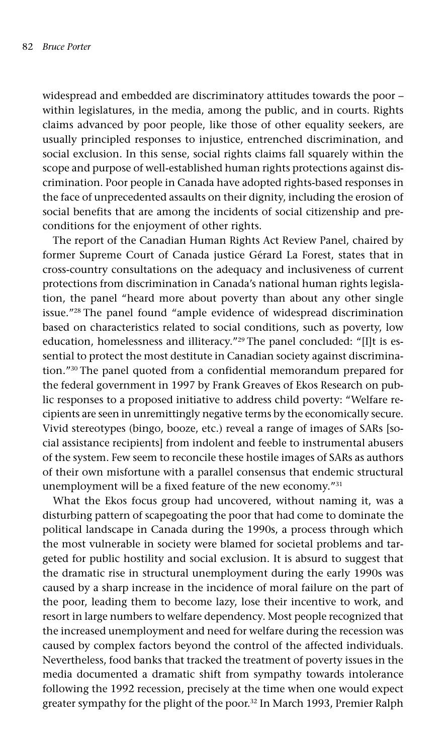widespread and embedded are discriminatory attitudes towards the poor – within legislatures, in the media, among the public, and in courts. Rights claims advanced by poor people, like those of other equality seekers, are usually principled responses to injustice, entrenched discrimination, and social exclusion. In this sense, social rights claims fall squarely within the scope and purpose of well-established human rights protections against discrimination. Poor people in Canada have adopted rights-based responses in the face of unprecedented assaults on their dignity, including the erosion of social benefits that are among the incidents of social citizenship and preconditions for the enjoyment of other rights.

The report of the Canadian Human Rights Act Review Panel, chaired by former Supreme Court of Canada justice Gérard La Forest, states that in cross-country consultations on the adequacy and inclusiveness of current protections from discrimination in Canada's national human rights legislation, the panel "heard more about poverty than about any other single issue."[28] The panel found "ample evidence of widespread discrimination based on characteristics related to social conditions, such as poverty, low education, homelessness and illiteracy."[29] The panel concluded: "[I]t is essential to protect the most destitute in Canadian society against discrimination."[30] The panel quoted from a confidential memorandum prepared for the federal government in 1997 by Frank Greaves of Ekos Research on public responses to a proposed initiative to address child poverty: "Welfare recipients are seen in unremittingly negative terms by the economically secure. Vivid stereotypes (bingo, booze, etc.) reveal a range of images of SARs [social assistance recipients] from indolent and feeble to instrumental abusers of the system. Few seem to reconcile these hostile images of SARs as authors of their own misfortune with a parallel consensus that endemic structural unemployment will be a fixed feature of the new economy."[31]

What the Ekos focus group had uncovered, without naming it, was a disturbing pattern of scapegoating the poor that had come to dominate the political landscape in Canada during the 1990s, a process through which the most vulnerable in society were blamed for societal problems and targeted for public hostility and social exclusion. It is absurd to suggest that the dramatic rise in structural unemployment during the early 1990s was caused by a sharp increase in the incidence of moral failure on the part of the poor, leading them to become lazy, lose their incentive to work, and resort in large numbers to welfare dependency. Most people recognized that the increased unemployment and need for welfare during the recession was caused by complex factors beyond the control of the affected individuals. Nevertheless, food banks that tracked the treatment of poverty issues in the media documented a dramatic shift from sympathy towards intolerance following the 1992 recession, precisely at the time when one would expect greater sympathy for the plight of the poor.[32] In March 1993, Premier Ralph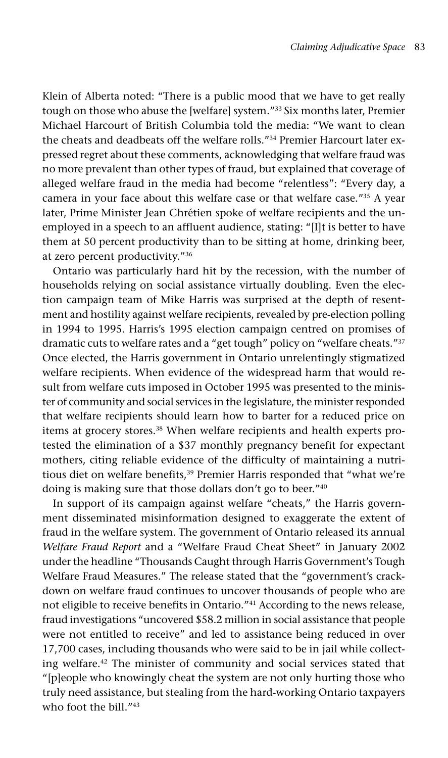Klein of Alberta noted: "There is a public mood that we have to get really tough on those who abuse the [welfare] system."[33] Six months later, Premier Michael Harcourt of British Columbia told the media: "We want to clean the cheats and deadbeats off the welfare rolls."[34] Premier Harcourt later expressed regret about these comments, acknowledging that welfare fraud was no more prevalent than other types of fraud, but explained that coverage of alleged welfare fraud in the media had become "relentless": "Every day, a camera in your face about this welfare case or that welfare case."[35] A year later, Prime Minister Jean Chrétien spoke of welfare recipients and the unemployed in a speech to an affluent audience, stating: "[I]t is better to have them at 50 percent productivity than to be sitting at home, drinking beer, at zero percent productivity."[36]

Ontario was particularly hard hit by the recession, with the number of households relying on social assistance virtually doubling. Even the election campaign team of Mike Harris was surprised at the depth of resentment and hostility against welfare recipients, revealed by pre-election polling in 1994 to 1995. Harris's 1995 election campaign centred on promises of dramatic cuts to welfare rates and a "get tough" policy on "welfare cheats."[37] Once elected, the Harris government in Ontario unrelentingly stigmatized welfare recipients. When evidence of the widespread harm that would result from welfare cuts imposed in October 1995 was presented to the minister of community and social services in the legislature, the minister responded that welfare recipients should learn how to barter for a reduced price on items at grocery stores.[38] When welfare recipients and health experts protested the elimination of a $37 monthly pregnancy benefit for expectant mothers, citing reliable evidence of the difficulty of maintaining a nutritious diet on welfare benefits,[39] Premier Harris responded that "what we're doing is making sure that those dollars don't go to beer."[40]

In support of its campaign against welfare "cheats," the Harris government disseminated misinformation designed to exaggerate the extent of fraud in the welfare system. The government of Ontario released its annual *Welfare Fraud Report* and a "Welfare Fraud Cheat Sheet" in January 2002 under the headline "Thousands Caught through Harris Government's Tough Welfare Fraud Measures." The release stated that the "government's crackdown on welfare fraud continues to uncover thousands of people who are not eligible to receive benefits in Ontario."[41] According to the news release, fraud investigations "uncovered $58.2 million in social assistance that people were not entitled to receive" and led to assistance being reduced in over 17,700 cases, including thousands who were said to be in jail while collecting welfare.[42] The minister of community and social services stated that "[p]eople who knowingly cheat the system are not only hurting those who truly need assistance, but stealing from the hard-working Ontario taxpayers who foot the bill."[43]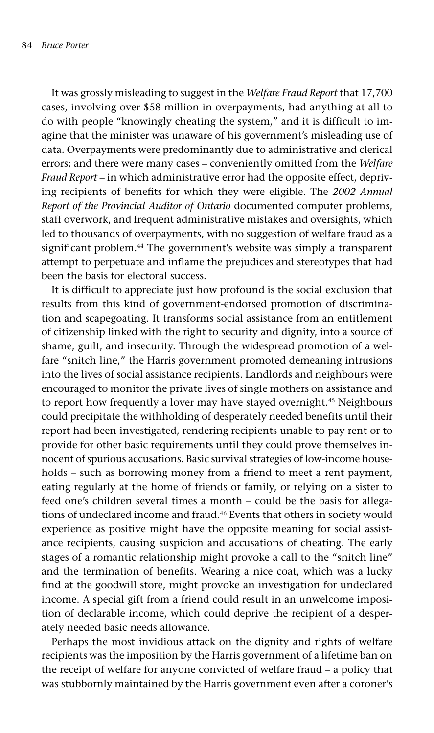It was grossly misleading to suggest in the *Welfare Fraud Report* that 17,700 cases, involving over $58 million in overpayments, had anything at all to do with people "knowingly cheating the system," and it is difficult to imagine that the minister was unaware of his government's misleading use of data. Overpayments were predominantly due to administrative and clerical errors; and there were many cases – conveniently omitted from the *Welfare Fraud Report* – in which administrative error had the opposite effect, depriving recipients of benefits for which they were eligible. The *2002 Annual Report of the Provincial Auditor of Ontario* documented computer problems, staff overwork, and frequent administrative mistakes and oversights, which led to thousands of overpayments, with no suggestion of welfare fraud as a significant problem.[44] The government's website was simply a transparent attempt to perpetuate and inflame the prejudices and stereotypes that had been the basis for electoral success.

It is difficult to appreciate just how profound is the social exclusion that results from this kind of government-endorsed promotion of discrimination and scapegoating. It transforms social assistance from an entitlement of citizenship linked with the right to security and dignity, into a source of shame, guilt, and insecurity. Through the widespread promotion of a welfare "snitch line," the Harris government promoted demeaning intrusions into the lives of social assistance recipients. Landlords and neighbours were encouraged to monitor the private lives of single mothers on assistance and to report how frequently a lover may have stayed overnight.[45] Neighbours could precipitate the withholding of desperately needed benefits until their report had been investigated, rendering recipients unable to pay rent or to provide for other basic requirements until they could prove themselves innocent of spurious accusations. Basic survival strategies of low-income households – such as borrowing money from a friend to meet a rent payment, eating regularly at the home of friends or family, or relying on a sister to feed one's children several times a month – could be the basis for allegations of undeclared income and fraud.[46] Events that others in society would experience as positive might have the opposite meaning for social assistance recipients, causing suspicion and accusations of cheating. The early stages of a romantic relationship might provoke a call to the "snitch line" and the termination of benefits. Wearing a nice coat, which was a lucky find at the goodwill store, might provoke an investigation for undeclared income. A special gift from a friend could result in an unwelcome imposition of declarable income, which could deprive the recipient of a desperately needed basic needs allowance.

Perhaps the most invidious attack on the dignity and rights of welfare recipients was the imposition by the Harris government of a lifetime ban on the receipt of welfare for anyone convicted of welfare fraud – a policy that was stubbornly maintained by the Harris government even after a coroner's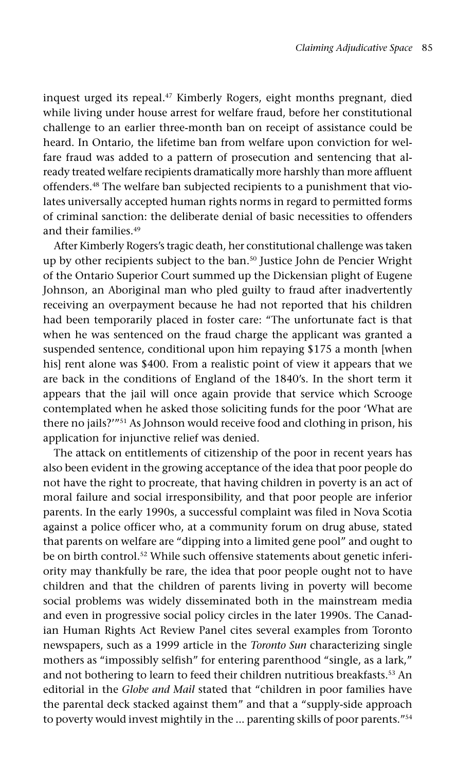inquest urged its repeal.[47] Kimberly Rogers, eight months pregnant, died while living under house arrest for welfare fraud, before her constitutional challenge to an earlier three-month ban on receipt of assistance could be heard. In Ontario, the lifetime ban from welfare upon conviction for welfare fraud was added to a pattern of prosecution and sentencing that already treated welfare recipients dramatically more harshly than more affluent offenders.[48] The welfare ban subjected recipients to a punishment that violates universally accepted human rights norms in regard to permitted forms of criminal sanction: the deliberate denial of basic necessities to offenders and their families.[49]

After Kimberly Rogers's tragic death, her constitutional challenge was taken up by other recipients subject to the ban.[50] Justice John de Pencier Wright of the Ontario Superior Court summed up the Dickensian plight of Eugene Johnson, an Aboriginal man who pled guilty to fraud after inadvertently receiving an overpayment because he had not reported that his children had been temporarily placed in foster care: "The unfortunate fact is that when he was sentenced on the fraud charge the applicant was granted a suspended sentence, conditional upon him repaying $175 a month [when his] rent alone was $400. From a realistic point of view it appears that we are back in the conditions of England of the 1840's. In the short term it appears that the jail will once again provide that service which Scrooge contemplated when he asked those soliciting funds for the poor 'What are there no jails?'"[51] As Johnson would receive food and clothing in prison, his application for injunctive relief was denied.

The attack on entitlements of citizenship of the poor in recent years has also been evident in the growing acceptance of the idea that poor people do not have the right to procreate, that having children in poverty is an act of moral failure and social irresponsibility, and that poor people are inferior parents. In the early 1990s, a successful complaint was filed in Nova Scotia against a police officer who, at a community forum on drug abuse, stated that parents on welfare are "dipping into a limited gene pool" and ought to be on birth control.[52] While such offensive statements about genetic inferiority may thankfully be rare, the idea that poor people ought not to have children and that the children of parents living in poverty will become social problems was widely disseminated both in the mainstream media and even in progressive social policy circles in the later 1990s. The Canadian Human Rights Act Review Panel cites several examples from Toronto newspapers, such as a 1999 article in the *Toronto Sun* characterizing single mothers as "impossibly selfish" for entering parenthood "single, as a lark," and not bothering to learn to feed their children nutritious breakfasts.[53] An editorial in the *Globe and Mail* stated that "children in poor families have the parental deck stacked against them" and that a "supply-side approach to poverty would invest mightily in the ... parenting skills of poor parents."[54]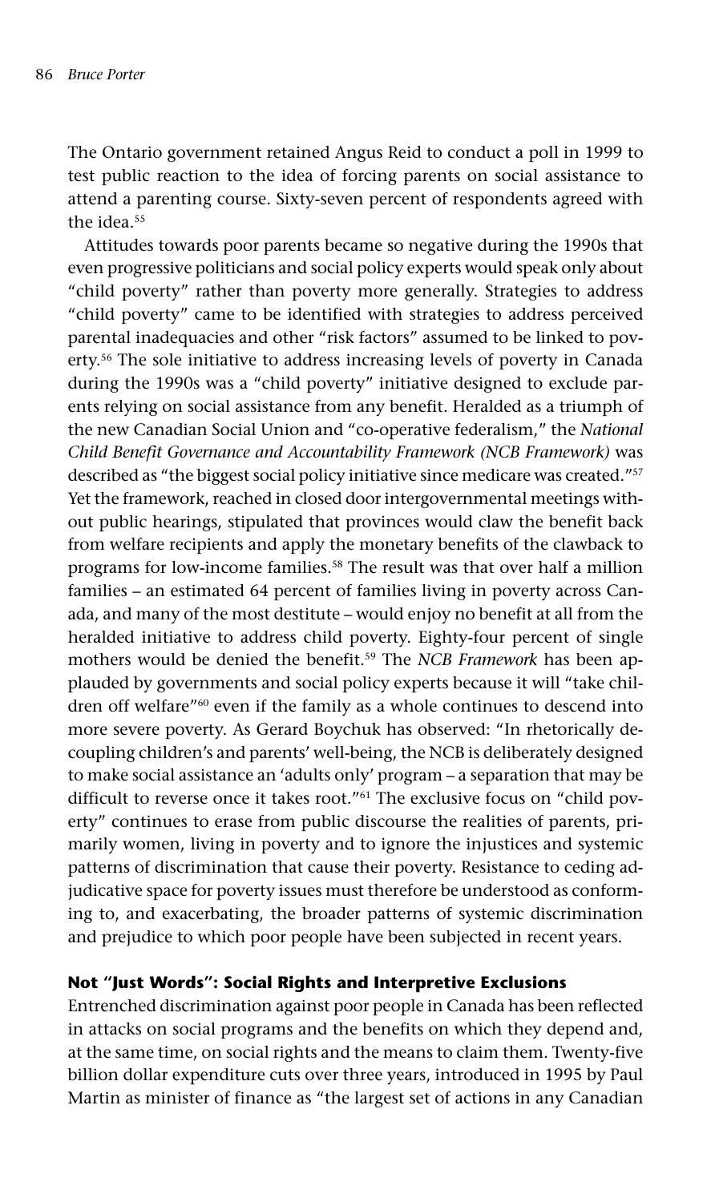The Ontario government retained Angus Reid to conduct a poll in 1999 to test public reaction to the idea of forcing parents on social assistance to attend a parenting course. Sixty-seven percent of respondents agreed with the idea.[55]

Attitudes towards poor parents became so negative during the 1990s that even progressive politicians and social policy experts would speak only about "child poverty" rather than poverty more generally. Strategies to address "child poverty" came to be identified with strategies to address perceived parental inadequacies and other "risk factors" assumed to be linked to poverty.[56] The sole initiative to address increasing levels of poverty in Canada during the 1990s was a "child poverty" initiative designed to exclude parents relying on social assistance from any benefit. Heralded as a triumph of the new Canadian Social Union and "co-operative federalism," the *National Child Benefit Governance and Accountability Framework (NCB Framework)* was described as "the biggest social policy initiative since medicare was created."[57] Yet the framework, reached in closed door intergovernmental meetings without public hearings, stipulated that provinces would claw the benefit back from welfare recipients and apply the monetary benefits of the clawback to programs for low-income families.[58] The result was that over half a million families – an estimated 64 percent of families living in poverty across Canada, and many of the most destitute – would enjoy no benefit at all from the heralded initiative to address child poverty. Eighty-four percent of single mothers would be denied the benefit.[59] The *NCB Framework* has been applauded by governments and social policy experts because it will "take children off welfare"[60] even if the family as a whole continues to descend into more severe poverty. As Gerard Boychuk has observed: "In rhetorically decoupling children's and parents' well-being, the NCB is deliberately designed to make social assistance an 'adults only' program – a separation that may be difficult to reverse once it takes root."[61] The exclusive focus on "child poverty" continues to erase from public discourse the realities of parents, primarily women, living in poverty and to ignore the injustices and systemic patterns of discrimination that cause their poverty. Resistance to ceding adjudicative space for poverty issues must therefore be understood as conforming to, and exacerbating, the broader patterns of systemic discrimination and prejudice to which poor people have been subjected in recent years.

## Not "Just Words": Social Rights and Interpretive Exclusions

Entrenched discrimination against poor people in Canada has been reflected in attacks on social programs and the benefits on which they depend and, at the same time, on social rights and the means to claim them. Twenty-five billion dollar expenditure cuts over three years, introduced in 1995 by Paul Martin as minister of finance as "the largest set of actions in any Canadian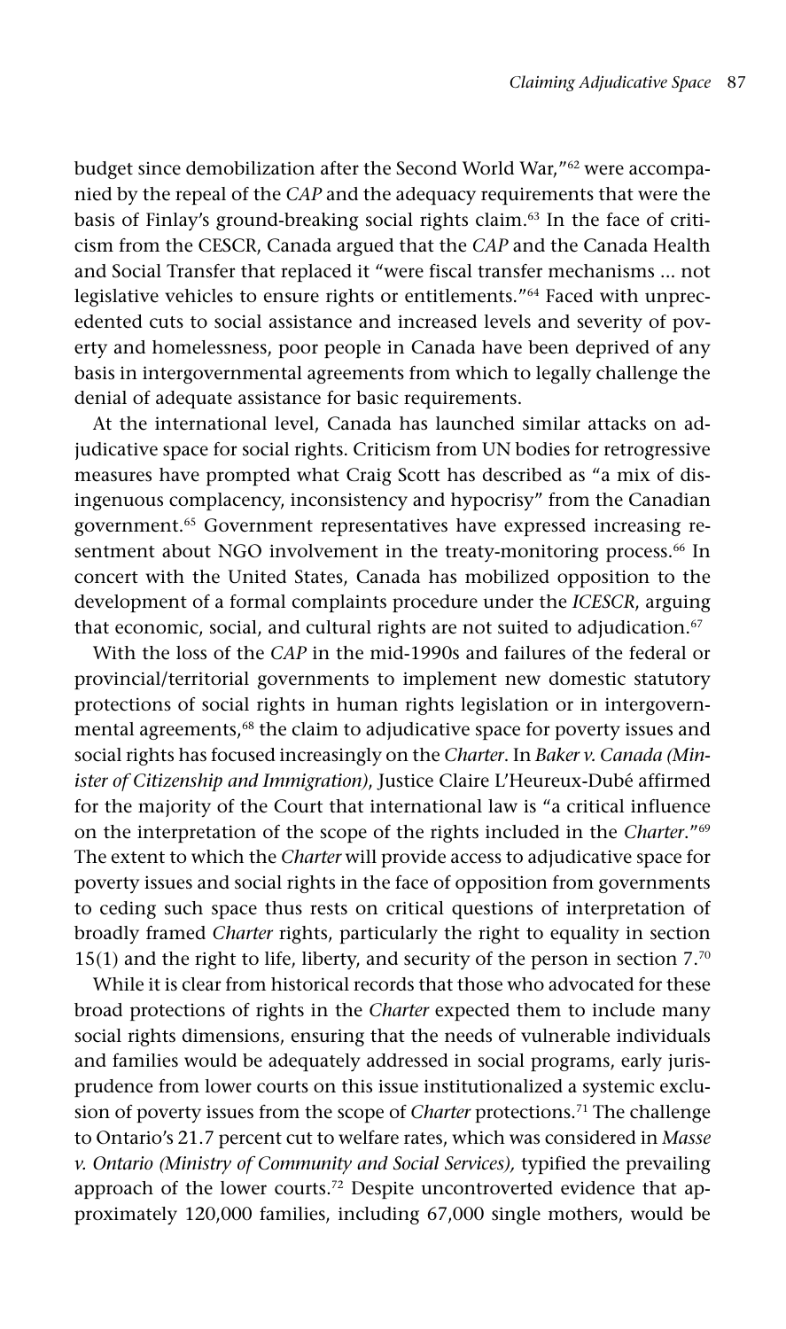budget since demobilization after the Second World War,"[62] were accompanied by the repeal of the *CAP* and the adequacy requirements that were the basis of Finlay's ground-breaking social rights claim.[63] In the face of criticism from the CESCR, Canada argued that the *CAP* and the Canada Health and Social Transfer that replaced it "were fiscal transfer mechanisms ... not legislative vehicles to ensure rights or entitlements."[64] Faced with unprecedented cuts to social assistance and increased levels and severity of poverty and homelessness, poor people in Canada have been deprived of any basis in intergovernmental agreements from which to legally challenge the denial of adequate assistance for basic requirements.

At the international level, Canada has launched similar attacks on adjudicative space for social rights. Criticism from UN bodies for retrogressive measures have prompted what Craig Scott has described as "a mix of disingenuous complacency, inconsistency and hypocrisy" from the Canadian government.[65] Government representatives have expressed increasing resentment about NGO involvement in the treaty-monitoring process.[66] In concert with the United States, Canada has mobilized opposition to the development of a formal complaints procedure under the *ICESCR*, arguing that economic, social, and cultural rights are not suited to adjudication.[67]

With the loss of the *CAP* in the mid-1990s and failures of the federal or provincial/territorial governments to implement new domestic statutory protections of social rights in human rights legislation or in intergovernmental agreements,[68] the claim to adjudicative space for poverty issues and social rights has focused increasingly on the *Charter*. In *Baker v. Canada (Minister of Citizenship and Immigration)*, Justice Claire L'Heureux-Dubé affirmed for the majority of the Court that international law is "a critical influence on the interpretation of the scope of the rights included in the *Charter*."[69] The extent to which the *Charter* will provide access to adjudicative space for poverty issues and social rights in the face of opposition from governments to ceding such space thus rests on critical questions of interpretation of broadly framed *Charter* rights, particularly the right to equality in section 15(1) and the right to life, liberty, and security of the person in section 7.[70]

While it is clear from historical records that those who advocated for these broad protections of rights in the *Charter* expected them to include many social rights dimensions, ensuring that the needs of vulnerable individuals and families would be adequately addressed in social programs, early jurisprudence from lower courts on this issue institutionalized a systemic exclusion of poverty issues from the scope of *Charter* protections.[71] The challenge to Ontario's 21.7 percent cut to welfare rates, which was considered in *Masse v. Ontario (Ministry of Community and Social Services),* typified the prevailing approach of the lower courts.[72] Despite uncontroverted evidence that approximately 120,000 families, including 67,000 single mothers, would be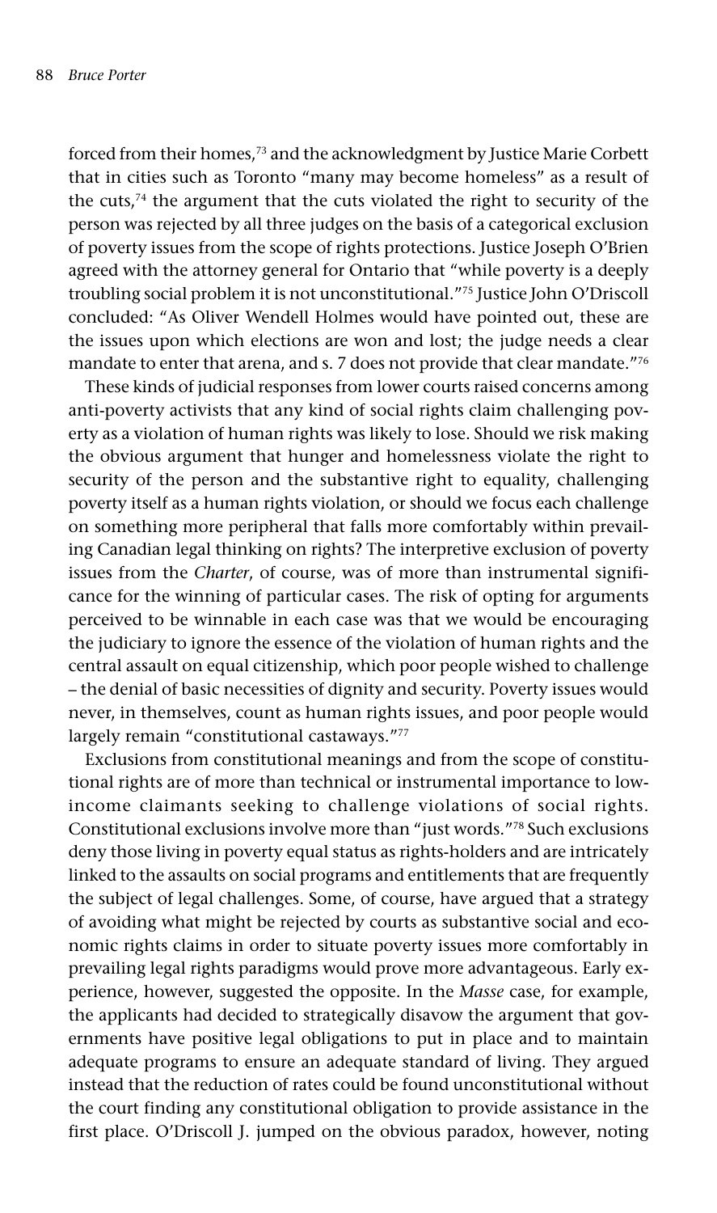forced from their homes,[73] and the acknowledgment by Justice Marie Corbett that in cities such as Toronto "many may become homeless" as a result of the cuts,[74] the argument that the cuts violated the right to security of the person was rejected by all three judges on the basis of a categorical exclusion of poverty issues from the scope of rights protections. Justice Joseph O'Brien agreed with the attorney general for Ontario that "while poverty is a deeply troubling social problem it is not unconstitutional."[75] Justice John O'Driscoll concluded: "As Oliver Wendell Holmes would have pointed out, these are the issues upon which elections are won and lost; the judge needs a clear mandate to enter that arena, and s. 7 does not provide that clear mandate."[76]

These kinds of judicial responses from lower courts raised concerns among anti-poverty activists that any kind of social rights claim challenging poverty as a violation of human rights was likely to lose. Should we risk making the obvious argument that hunger and homelessness violate the right to security of the person and the substantive right to equality, challenging poverty itself as a human rights violation, or should we focus each challenge on something more peripheral that falls more comfortably within prevailing Canadian legal thinking on rights? The interpretive exclusion of poverty issues from the *Charter*, of course, was of more than instrumental significance for the winning of particular cases. The risk of opting for arguments perceived to be winnable in each case was that we would be encouraging the judiciary to ignore the essence of the violation of human rights and the central assault on equal citizenship, which poor people wished to challenge – the denial of basic necessities of dignity and security. Poverty issues would never, in themselves, count as human rights issues, and poor people would largely remain "constitutional castaways."[77]

Exclusions from constitutional meanings and from the scope of constitutional rights are of more than technical or instrumental importance to low-income claimants seeking to challenge violations of social rights. Constitutional exclusions involve more than "just words."[78] Such exclusions deny those living in poverty equal status as rights-holders and are intricately linked to the assaults on social programs and entitlements that are frequently the subject of legal challenges. Some, of course, have argued that a strategy of avoiding what might be rejected by courts as substantive social and economic rights claims in order to situate poverty issues more comfortably in prevailing legal rights paradigms would prove more advantageous. Early experience, however, suggested the opposite. In the *Masse* case, for example, the applicants had decided to strategically disavow the argument that governments have positive legal obligations to put in place and to maintain adequate programs to ensure an adequate standard of living. They argued instead that the reduction of rates could be found unconstitutional without the court finding any constitutional obligation to provide assistance in the first place. O'Driscoll J. jumped on the obvious paradox, however, noting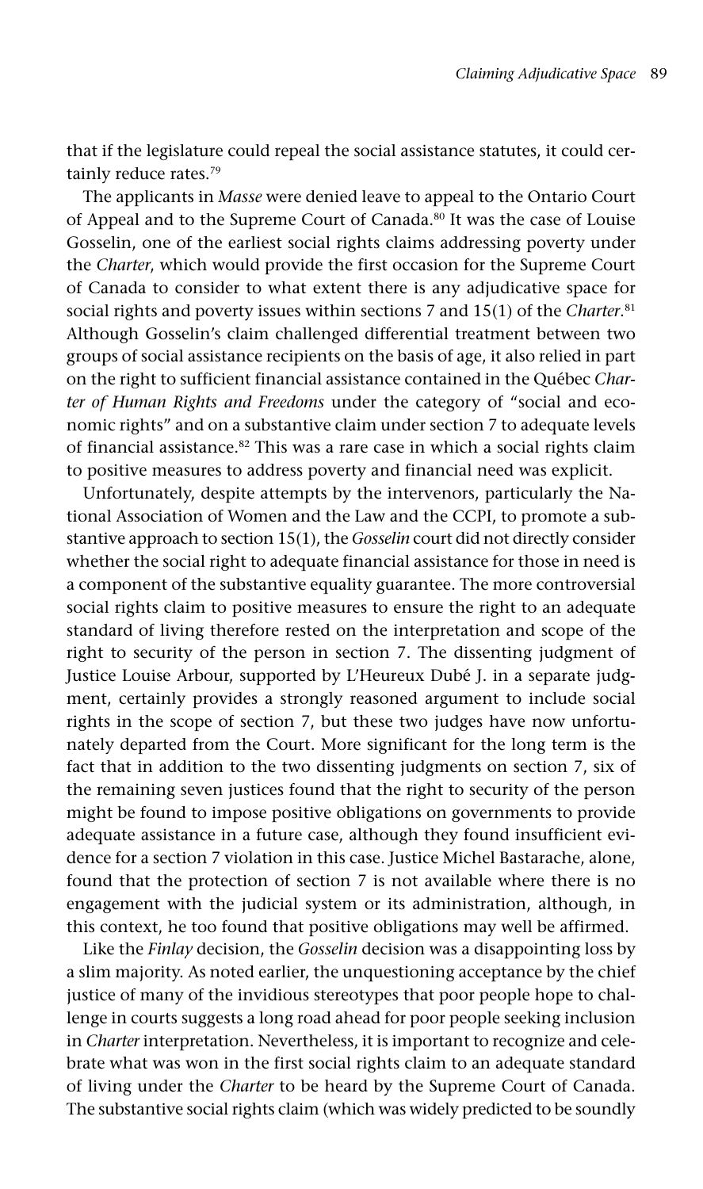that if the legislature could repeal the social assistance statutes, it could certainly reduce rates.[79]

The applicants in *Masse* were denied leave to appeal to the Ontario Court of Appeal and to the Supreme Court of Canada.[80] It was the case of Louise Gosselin, one of the earliest social rights claims addressing poverty under the *Charter*, which would provide the first occasion for the Supreme Court of Canada to consider to what extent there is any adjudicative space for social rights and poverty issues within sections 7 and 15(1) of the *Charter*.[81] Although Gosselin's claim challenged differential treatment between two groups of social assistance recipients on the basis of age, it also relied in part on the right to sufficient financial assistance contained in the Québec *Charter of Human Rights and Freedoms* under the category of "social and economic rights" and on a substantive claim under section 7 to adequate levels of financial assistance.[82] This was a rare case in which a social rights claim to positive measures to address poverty and financial need was explicit.

Unfortunately, despite attempts by the intervenors, particularly the National Association of Women and the Law and the CCPI, to promote a substantive approach to section 15(1), the *Gosselin* court did not directly consider whether the social right to adequate financial assistance for those in need is a component of the substantive equality guarantee. The more controversial social rights claim to positive measures to ensure the right to an adequate standard of living therefore rested on the interpretation and scope of the right to security of the person in section 7. The dissenting judgment of Justice Louise Arbour, supported by L'Heureux Dubé J. in a separate judgment, certainly provides a strongly reasoned argument to include social rights in the scope of section 7, but these two judges have now unfortunately departed from the Court. More significant for the long term is the fact that in addition to the two dissenting judgments on section 7, six of the remaining seven justices found that the right to security of the person might be found to impose positive obligations on governments to provide adequate assistance in a future case, although they found insufficient evidence for a section 7 violation in this case. Justice Michel Bastarache, alone, found that the protection of section 7 is not available where there is no engagement with the judicial system or its administration, although, in this context, he too found that positive obligations may well be affirmed.

Like the *Finlay* decision, the *Gosselin* decision was a disappointing loss by a slim majority. As noted earlier, the unquestioning acceptance by the chief justice of many of the invidious stereotypes that poor people hope to challenge in courts suggests a long road ahead for poor people seeking inclusion in *Charter* interpretation. Nevertheless, it is important to recognize and celebrate what was won in the first social rights claim to an adequate standard of living under the *Charter* to be heard by the Supreme Court of Canada. The substantive social rights claim (which was widely predicted to be soundly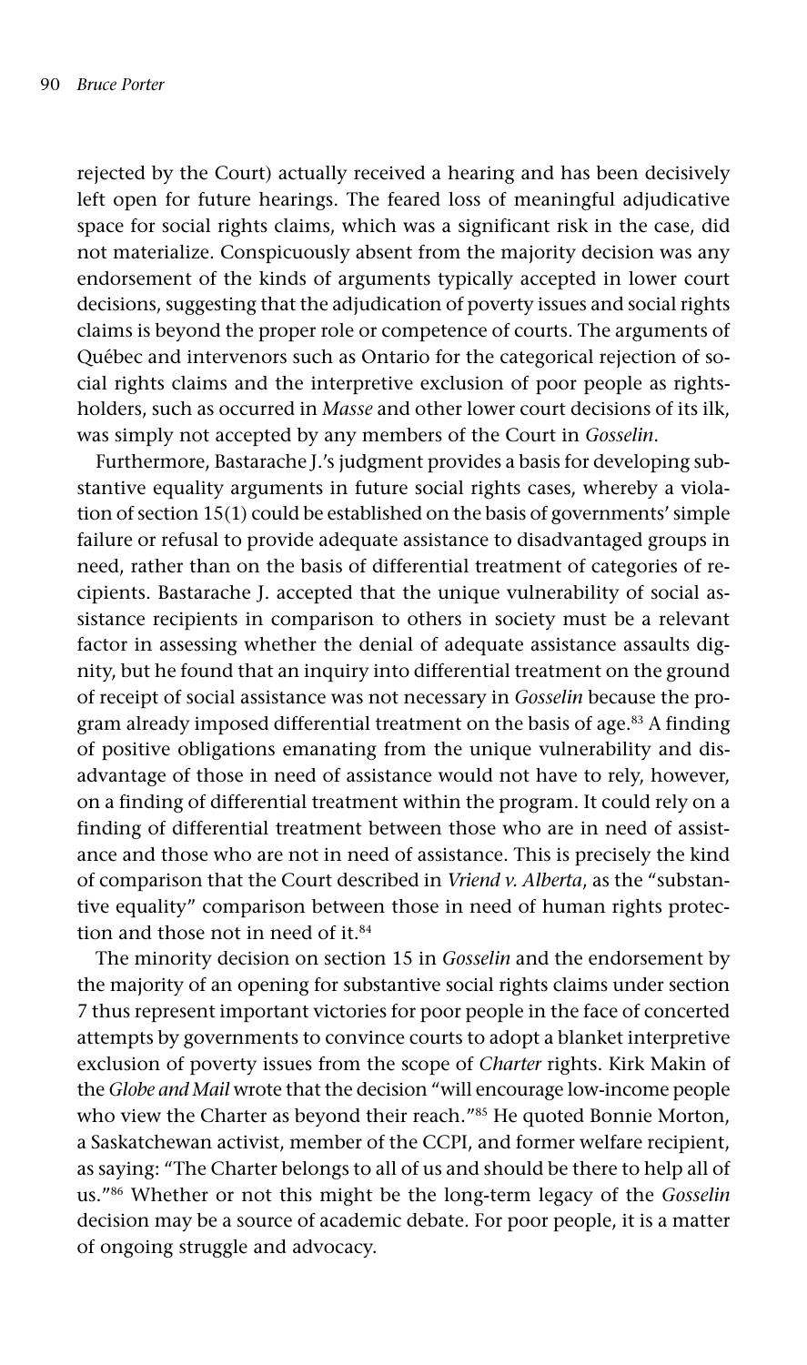rejected by the Court) actually received a hearing and has been decisively left open for future hearings. The feared loss of meaningful adjudicative space for social rights claims, which was a significant risk in the case, did not materialize. Conspicuously absent from the majority decision was any endorsement of the kinds of arguments typically accepted in lower court decisions, suggesting that the adjudication of poverty issues and social rights claims is beyond the proper role or competence of courts. The arguments of Québec and intervenors such as Ontario for the categorical rejection of social rights claims and the interpretive exclusion of poor people as rights-holders, such as occurred in *Masse* and other lower court decisions of its ilk, was simply not accepted by any members of the Court in *Gosselin*.

Furthermore, Bastarache J.'s judgment provides a basis for developing substantive equality arguments in future social rights cases, whereby a violation of section 15(1) could be established on the basis of governments' simple failure or refusal to provide adequate assistance to disadvantaged groups in need, rather than on the basis of differential treatment of categories of recipients. Bastarache J. accepted that the unique vulnerability of social assistance recipients in comparison to others in society must be a relevant factor in assessing whether the denial of adequate assistance assaults dignity, but he found that an inquiry into differential treatment on the ground of receipt of social assistance was not necessary in *Gosselin* because the program already imposed differential treatment on the basis of age.[83] A finding of positive obligations emanating from the unique vulnerability and disadvantage of those in need of assistance would not have to rely, however, on a finding of differential treatment within the program. It could rely on a finding of differential treatment between those who are in need of assistance and those who are not in need of assistance. This is precisely the kind of comparison that the Court described in *Vriend v. Alberta*, as the "substantive equality" comparison between those in need of human rights protection and those not in need of it.[84]

The minority decision on section 15 in *Gosselin* and the endorsement by the majority of an opening for substantive social rights claims under section 7 thus represent important victories for poor people in the face of concerted attempts by governments to convince courts to adopt a blanket interpretive exclusion of poverty issues from the scope of *Charter* rights. Kirk Makin of the *Globe and Mail* wrote that the decision "will encourage low-income people who view the Charter as beyond their reach."[85] He quoted Bonnie Morton, a Saskatchewan activist, member of the CCPI, and former welfare recipient, as saying: "The Charter belongs to all of us and should be there to help all of us."[86] Whether or not this might be the long-term legacy of the *Gosselin* decision may be a source of academic debate. For poor people, it is a matter of ongoing struggle and advocacy.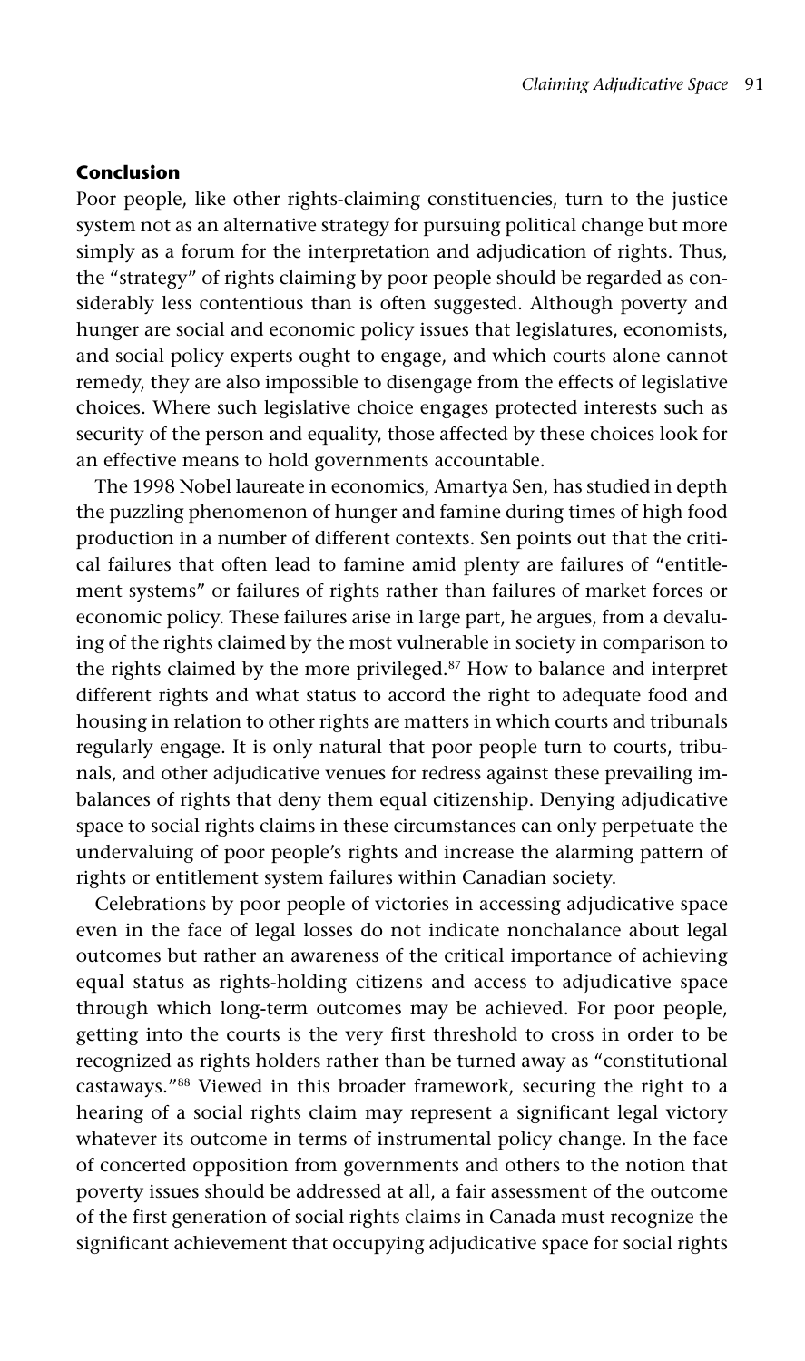## Conclusion

Poor people, like other rights-claiming constituencies, turn to the justice system not as an alternative strategy for pursuing political change but more simply as a forum for the interpretation and adjudication of rights. Thus, the "strategy" of rights claiming by poor people should be regarded as considerably less contentious than is often suggested. Although poverty and hunger are social and economic policy issues that legislatures, economists, and social policy experts ought to engage, and which courts alone cannot remedy, they are also impossible to disengage from the effects of legislative choices. Where such legislative choice engages protected interests such as security of the person and equality, those affected by these choices look for an effective means to hold governments accountable.

The 1998 Nobel laureate in economics, Amartya Sen, has studied in depth the puzzling phenomenon of hunger and famine during times of high food production in a number of different contexts. Sen points out that the critical failures that often lead to famine amid plenty are failures of "entitlement systems" or failures of rights rather than failures of market forces or economic policy. These failures arise in large part, he argues, from a devaluing of the rights claimed by the most vulnerable in society in comparison to the rights claimed by the more privileged.[87] How to balance and interpret different rights and what status to accord the right to adequate food and housing in relation to other rights are matters in which courts and tribunals regularly engage. It is only natural that poor people turn to courts, tribunals, and other adjudicative venues for redress against these prevailing imbalances of rights that deny them equal citizenship. Denying adjudicative space to social rights claims in these circumstances can only perpetuate the undervaluing of poor people's rights and increase the alarming pattern of rights or entitlement system failures within Canadian society.

Celebrations by poor people of victories in accessing adjudicative space even in the face of legal losses do not indicate nonchalance about legal outcomes but rather an awareness of the critical importance of achieving equal status as rights-holding citizens and access to adjudicative space through which long-term outcomes may be achieved. For poor people, getting into the courts is the very first threshold to cross in order to be recognized as rights holders rather than be turned away as "constitutional castaways."[88] Viewed in this broader framework, securing the right to a hearing of a social rights claim may represent a significant legal victory whatever its outcome in terms of instrumental policy change. In the face of concerted opposition from governments and others to the notion that poverty issues should be addressed at all, a fair assessment of the outcome of the first generation of social rights claims in Canada must recognize the significant achievement that occupying adjudicative space for social rights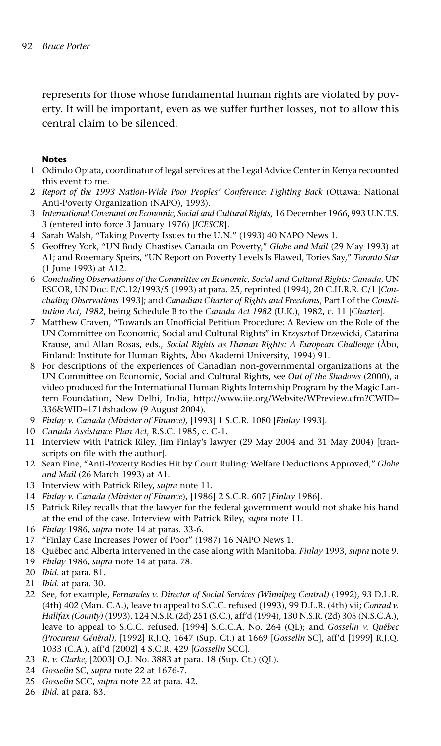represents for those whose fundamental human rights are violated by poverty. It will be important, even as we suffer further losses, not to allow this central claim to be silenced.

#### Notes

1 Odindo Opiata, coordinator of legal services at the Legal Advice Center in Kenya recounted this event to me.

2 *Report of the 1993 Nation-Wide Poor Peoples' Conference: Fighting Back* (Ottawa: National Anti-Poverty Organization (NAPO), 1993).

3 *International Covenant on Economic, Social and Cultural Rights,* 16 December 1966, 993 U.N.T.S. 3 (entered into force 3 January 1976) [*ICESCR*].

4 Sarah Walsh, "Taking Poverty Issues to the U.N." (1993) 40 NAPO News 1.

5 Geoffrey York, "UN Body Chastises Canada on Poverty," *Globe and Mail* (29 May 1993) at A1; and Rosemary Speirs, "UN Report on Poverty Levels Is Flawed, Tories Say," *Toronto Star* (1 June 1993) at A12.

6 *Concluding Observations of the Committee on Economic, Social and Cultural Rights: Canada*, UN ESCOR, UN Doc. E/C.12/1993/5 (1993) at para. 25, reprinted (1994), 20 C.H.R.R. C/1 [*Concluding Observations* 1993]; and *Canadian Charter of Rights and Freedoms*, Part I of the *Constitution Act, 1982*, being Schedule B to the *Canada Act 1982* (U.K.), 1982, c. 11 [*Charter*].

7 Matthew Craven, "Towards an Unofficial Petition Procedure: A Review on the Role of the UN Committee on Economic, Social and Cultural Rights" in Krzysztof Drzewicki, Catarina Krause, and Allan Rosas, eds., *Social Rights as Human Rights: A European Challenge* (Åbo, Finland: Institute for Human Rights, Åbo Akademi University, 1994) 91.

8 For descriptions of the experiences of Canadian non-governmental organizations at the UN Committee on Economic, Social and Cultural Rights, see *Out of the Shadows* (2000), a video produced for the International Human Rights Internship Program by the Magic Lantern Foundation, New Delhi, India, http://www.iie.org/Website/WPreview.cfm?CWID=336&WID=171#shadow (9 August 2004).

9 *Finlay v. Canada (Minister of Finance)*, [1993] 1 S.C.R. 1080 [*Finlay* 1993].

10 *Canada Assistance Plan Act*, R.S.C. 1985, c. C-1.

11 Interview with Patrick Riley, Jim Finlay's lawyer (29 May 2004 and 31 May 2004) [transcripts on file with the author].

12 Sean Fine, "Anti-Poverty Bodies Hit by Court Ruling: Welfare Deductions Approved," *Globe and Mail* (26 March 1993) at A1.

13 Interview with Patrick Riley, *supra* note 11.

14 *Finlay v. Canada (Minister of Finance*), [1986] 2 S.C.R. 607 [*Finlay* 1986].

15 Patrick Riley recalls that the lawyer for the federal government would not shake his hand at the end of the case. Interview with Patrick Riley, *supra* note 11.

16 *Finlay* 1986, *supra* note 14 at paras. 33-6.

17 "Finlay Case Increases Power of Poor" (1987) 16 NAPO News 1.

18 Québec and Alberta intervened in the case along with Manitoba. *Finlay* 1993, *supra* note 9.

19 *Finlay* 1986, *supra* note 14 at para. 78.

20 *Ibid*. at para. 81.

21 *Ibid*. at para. 30.

22 See, for example, *Fernandes v. Director of Social Services (Winnipeg Central)* (1992), 93 D.L.R. (4th) 402 (Man. C.A.), leave to appeal to S.C.C. refused (1993), 99 D.L.R. (4th) vii; *Conrad v. Halifax (County)* (1993), 124 N.S.R. (2d) 251 (S.C.), aff'd (1994), 130 N.S.R. (2d) 305 (N.S.C.A.), leave to appeal to S.C.C. refused, [1994] S.C.C.A. No. 264 (QL); and *Gosselin v. Québec (Procureur Général)*, [1992] R.J.Q. 1647 (Sup. Ct.) at 1669 [*Gosselin* SC], aff'd [1999] R.J.Q. 1033 (C.A.), aff'd [2002] 4 S.C.R. 429 [*Gosselin* SCC].

23 *R. v. Clarke*, [2003] O.J. No. 3883 at para. 18 (Sup. Ct.) (QL).

24 *Gosselin* SC, *supra* note 22 at 1676-7.

25 *Gosselin* SCC, *supra* note 22 at para. 42.

26 *Ibid*. at para. 83.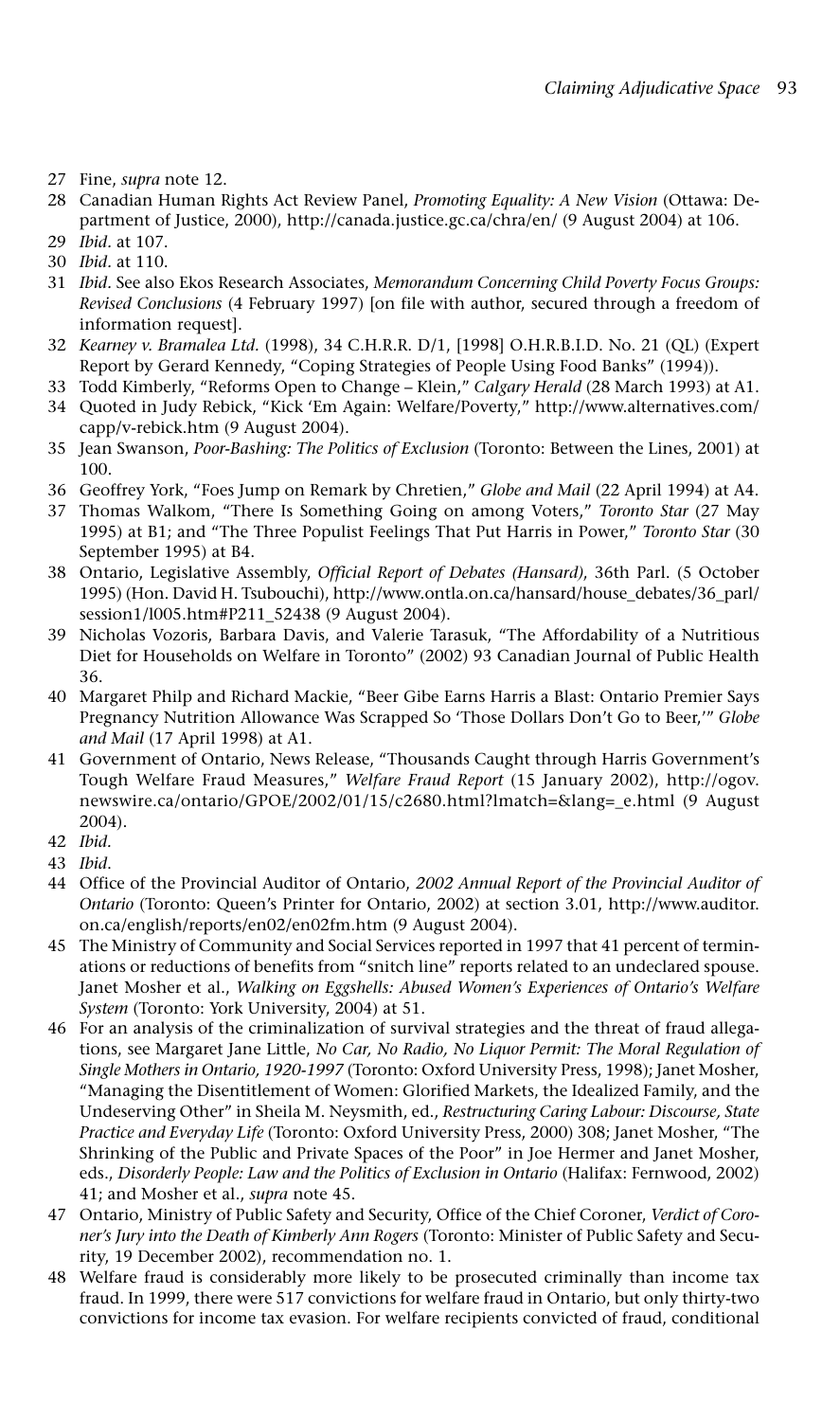27 Fine, *supra* note 12.

28 Canadian Human Rights Act Review Panel, *Promoting Equality: A New Vision* (Ottawa: Department of Justice, 2000), http://canada.justice.gc.ca/chra/en/ (9 August 2004) at 106.

29 *Ibid*. at 107.

30 *Ibid*. at 110.

31 *Ibid*. See also Ekos Research Associates, *Memorandum Concerning Child Poverty Focus Groups: Revised Conclusions* (4 February 1997) [on file with author, secured through a freedom of information request].

32 *Kearney v. Bramalea Ltd.* (1998), 34 C.H.R.R. D/1, [1998] O.H.R.B.I.D. No. 21 (QL) (Expert Report by Gerard Kennedy, "Coping Strategies of People Using Food Banks" (1994)).

33 Todd Kimberly, "Reforms Open to Change – Klein," *Calgary Herald* (28 March 1993) at A1.

34 Quoted in Judy Rebick, "Kick 'Em Again: Welfare/Poverty," http://www.alternatives.com/capp/v-rebick.htm (9 August 2004).

35 Jean Swanson, *Poor-Bashing: The Politics of Exclusion* (Toronto: Between the Lines, 2001) at 100.

36 Geoffrey York, "Foes Jump on Remark by Chretien," *Globe and Mail* (22 April 1994) at A4.

37 Thomas Walkom, "There Is Something Going on among Voters," *Toronto Star* (27 May 1995) at B1; and "The Three Populist Feelings That Put Harris in Power," *Toronto Star* (30 September 1995) at B4.

38 Ontario, Legislative Assembly, *Official Report of Debates (Hansard)*, 36th Parl. (5 October 1995) (Hon. David H. Tsubouchi), http://www.ontla.on.ca/hansard/house_debates/36_parl/session1/l005.htm#P211_52438 (9 August 2004).

39 Nicholas Vozoris, Barbara Davis, and Valerie Tarasuk, "The Affordability of a Nutritious Diet for Households on Welfare in Toronto" (2002) 93 Canadian Journal of Public Health 36.

40 Margaret Philp and Richard Mackie, "Beer Gibe Earns Harris a Blast: Ontario Premier Says Pregnancy Nutrition Allowance Was Scrapped So 'Those Dollars Don't Go to Beer,'" *Globe and Mail* (17 April 1998) at A1.

41 Government of Ontario, News Release, "Thousands Caught through Harris Government's Tough Welfare Fraud Measures," *Welfare Fraud Report* (15 January 2002), http://ogov.newswire.ca/ontario/GPOE/2002/01/15/c2680.html?lmatch=&lang=_e.html (9 August 2004).

42 *Ibid.*

43 *Ibid.*

44 Office of the Provincial Auditor of Ontario, *2002 Annual Report of the Provincial Auditor of Ontario* (Toronto: Queen's Printer for Ontario, 2002) at section 3.01, http://www.auditor.on.ca/english/reports/en02/en02fm.htm (9 August 2004).

45 The Ministry of Community and Social Services reported in 1997 that 41 percent of terminations or reductions of benefits from "snitch line" reports related to an undeclared spouse. Janet Mosher et al., *Walking on Eggshells: Abused Women's Experiences of Ontario's Welfare System* (Toronto: York University, 2004) at 51.

46 For an analysis of the criminalization of survival strategies and the threat of fraud allegations, see Margaret Jane Little, *No Car, No Radio, No Liquor Permit: The Moral Regulation of Single Mothers in Ontario, 1920-1997* (Toronto: Oxford University Press, 1998); Janet Mosher, "Managing the Disentitlement of Women: Glorified Markets, the Idealized Family, and the Undeserving Other" in Sheila M. Neysmith, ed., *Restructuring Caring Labour: Discourse, State Practice and Everyday Life* (Toronto: Oxford University Press, 2000) 308; Janet Mosher, "The Shrinking of the Public and Private Spaces of the Poor" in Joe Hermer and Janet Mosher, eds., *Disorderly People: Law and the Politics of Exclusion in Ontario* (Halifax: Fernwood, 2002) 41; and Mosher et al., *supra* note 45.

47 Ontario, Ministry of Public Safety and Security, Office of the Chief Coroner, *Verdict of Coroner's Jury into the Death of Kimberly Ann Rogers* (Toronto: Minister of Public Safety and Security, 19 December 2002), recommendation no. 1.

48 Welfare fraud is considerably more likely to be prosecuted criminally than income tax fraud. In 1999, there were 517 convictions for welfare fraud in Ontario, but only thirty-two convictions for income tax evasion. For welfare recipients convicted of fraud, conditional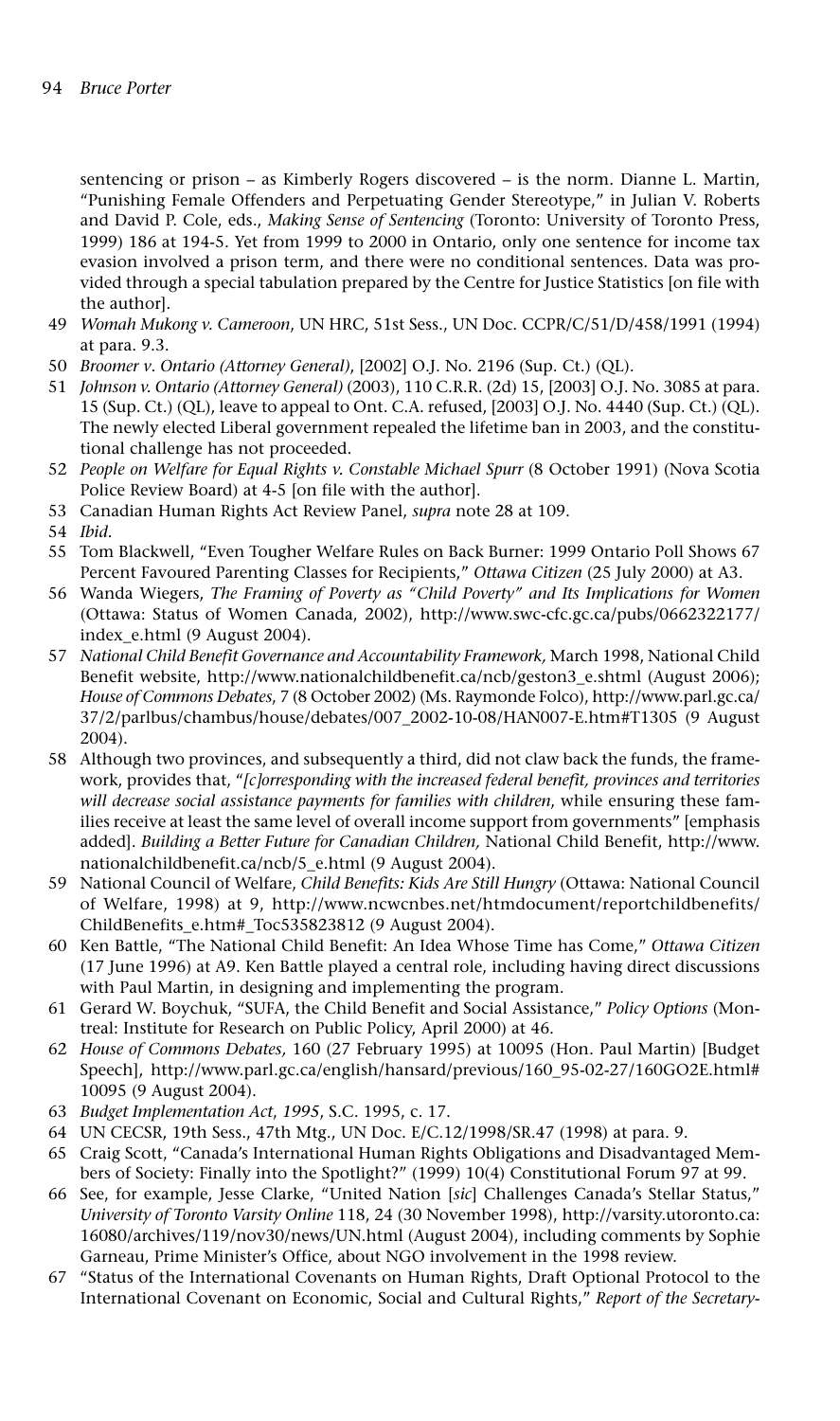sentencing or prison – as Kimberly Rogers discovered – is the norm. Dianne L. Martin, "Punishing Female Offenders and Perpetuating Gender Stereotype," in Julian V. Roberts and David P. Cole, eds., *Making Sense of Sentencing* (Toronto: University of Toronto Press, 1999) 186 at 194-5. Yet from 1999 to 2000 in Ontario, only one sentence for income tax evasion involved a prison term, and there were no conditional sentences. Data was provided through a special tabulation prepared by the Centre for Justice Statistics [on file with the author].

49 *Womah Mukong v. Cameroon*, UN HRC, 51st Sess., UN Doc. CCPR/C/51/D/458/1991 (1994) at para. 9.3.

50 *Broomer v. Ontario (Attorney General)*, [2002] O.J. No. 2196 (Sup. Ct.) (QL).

51 *Johnson v. Ontario (Attorney General)* (2003), 110 C.R.R. (2d) 15, [2003] O.J. No. 3085 at para. 15 (Sup. Ct.) (QL), leave to appeal to Ont. C.A. refused, [2003] O.J. No. 4440 (Sup. Ct.) (QL). The newly elected Liberal government repealed the lifetime ban in 2003, and the constitutional challenge has not proceeded.

52 *People on Welfare for Equal Rights v. Constable Michael Spurr* (8 October 1991) (Nova Scotia Police Review Board) at 4-5 [on file with the author].

53 Canadian Human Rights Act Review Panel, *supra* note 28 at 109.

54 *Ibid.*

55 Tom Blackwell, "Even Tougher Welfare Rules on Back Burner: 1999 Ontario Poll Shows 67 Percent Favoured Parenting Classes for Recipients," *Ottawa Citizen* (25 July 2000) at A3.

56 Wanda Wiegers, *The Framing of Poverty as "Child Poverty" and Its Implications for Women* (Ottawa: Status of Women Canada, 2002), http://www.swc-cfc.gc.ca/pubs/0662322177/index_e.html (9 August 2004).

57 *National Child Benefit Governance and Accountability Framework,* March 1998, National Child Benefit website, http://www.nationalchildbenefit.ca/ncb/geston3_e.shtml (August 2006); *House of Commons Debates*, 7 (8 October 2002) (Ms. Raymonde Folco), http://www.parl.gc.ca/37/2/parlbus/chambus/house/debates/007_2002-10-08/HAN007-E.htm#T1305 (9 August 2004).

58 Although two provinces, and subsequently a third, did not claw back the funds, the framework, provides that, "*[c]orresponding with the increased federal benefit, provinces and territories will decrease social assistance payments for families with children*, while ensuring these families receive at least the same level of overall income support from governments" [emphasis added]. *Building a Better Future for Canadian Children,* National Child Benefit, http://www.nationalchildbenefit.ca/ncb/5_e.html (9 August 2004).

59 National Council of Welfare, *Child Benefits: Kids Are Still Hungry* (Ottawa: National Council of Welfare, 1998) at 9, http://www.ncwcnbes.net/htmdocument/reportchildbenefits/ChildBenefits_e.htm#_Toc535823812 (9 August 2004).

60 Ken Battle, "The National Child Benefit: An Idea Whose Time has Come," *Ottawa Citizen* (17 June 1996) at A9. Ken Battle played a central role, including having direct discussions with Paul Martin, in designing and implementing the program.

61 Gerard W. Boychuk, "SUFA, the Child Benefit and Social Assistance," *Policy Options* (Montreal: Institute for Research on Public Policy, April 2000) at 46.

62 *House of Commons Debates,* 160 (27 February 1995) at 10095 (Hon. Paul Martin) [Budget Speech], http://www.parl.gc.ca/english/hansard/previous/160_95-02-27/160GO2E.html#10095 (9 August 2004).

63 *Budget Implementation Act*, *1995*, S.C. 1995, c. 17.

64 UN CECSR, 19th Sess., 47th Mtg., UN Doc. E/C.12/1998/SR.47 (1998) at para. 9.

65 Craig Scott, "Canada's International Human Rights Obligations and Disadvantaged Members of Society: Finally into the Spotlight?" (1999) 10(4) Constitutional Forum 97 at 99.

66 See, for example, Jesse Clarke, "United Nation [*sic*] Challenges Canada's Stellar Status," *University of Toronto Varsity Online* 118, 24 (30 November 1998), http://varsity.utoronto.ca:16080/archives/119/nov30/news/UN.html (August 2004), including comments by Sophie Garneau, Prime Minister's Office, about NGO involvement in the 1998 review.

67 "Status of the International Covenants on Human Rights, Draft Optional Protocol to the International Covenant on Economic, Social and Cultural Rights," *Report of the Secretary-*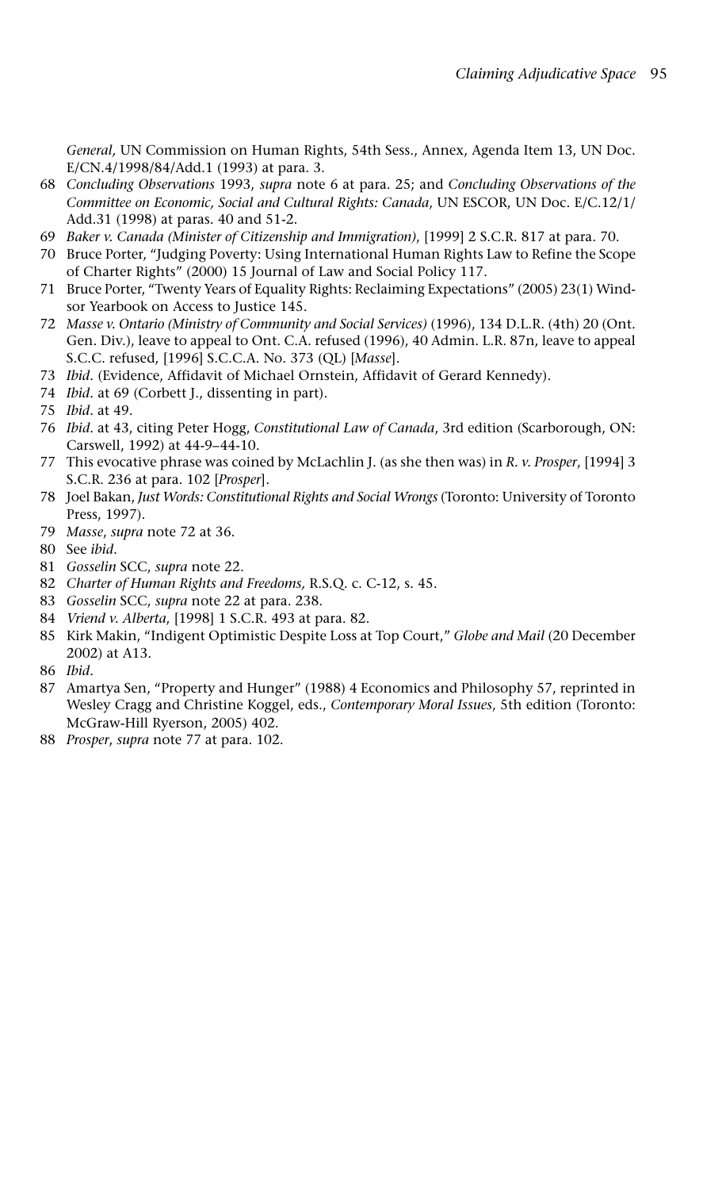*General,* UN Commission on Human Rights, 54th Sess., Annex, Agenda Item 13, UN Doc. E/CN.4/1998/84/Add.1 (1993) at para. 3.

68 *Concluding Observations* 1993, *supra* note 6 at para. 25; and *Concluding Observations of the Committee on Economic, Social and Cultural Rights: Canada*, UN ESCOR, UN Doc. E/C.12/1/Add.31 (1998) at paras. 40 and 51-2.

69 *Baker v. Canada (Minister of Citizenship and Immigration)*, [1999] 2 S.C.R. 817 at para. 70.

70 Bruce Porter, "Judging Poverty: Using International Human Rights Law to Refine the Scope of Charter Rights" (2000) 15 Journal of Law and Social Policy 117.

71 Bruce Porter, "Twenty Years of Equality Rights: Reclaiming Expectations" (2005) 23(1) Windsor Yearbook on Access to Justice 145.

72 *Masse v. Ontario (Ministry of Community and Social Services)* (1996), 134 D.L.R. (4th) 20 (Ont. Gen. Div.), leave to appeal to Ont. C.A. refused (1996), 40 Admin. L.R. 87n, leave to appeal S.C.C. refused, [1996] S.C.C.A. No. 373 (QL) [*Masse*].

73 *Ibid*. (Evidence, Affidavit of Michael Ornstein, Affidavit of Gerard Kennedy).

74 *Ibid*. at 69 (Corbett J., dissenting in part).

75 *Ibid*. at 49.

76 *Ibid*. at 43, citing Peter Hogg, *Constitutional Law of Canada*, 3rd edition (Scarborough, ON: Carswell, 1992) at 44-9–44-10.

77 This evocative phrase was coined by McLachlin J. (as she then was) in *R. v. Prosper*, [1994] 3 S.C.R. 236 at para. 102 [*Prosper*].

78 Joel Bakan, *Just Words: Constitutional Rights and Social Wrongs* (Toronto: University of Toronto Press, 1997).

79 *Masse*, *supra* note 72 at 36.

80 See *ibid*.

81 *Gosselin* SCC, *supra* note 22.

82 *Charter of Human Rights and Freedoms,* R.S.Q. c. C-12, s. 45.

83 *Gosselin* SCC, *supra* note 22 at para. 238.

84 *Vriend v. Alberta*, [1998] 1 S.C.R. 493 at para. 82.

85 Kirk Makin, "Indigent Optimistic Despite Loss at Top Court," *Globe and Mail* (20 December 2002) at A13.

86 *Ibid*.

87 Amartya Sen, "Property and Hunger" (1988) 4 Economics and Philosophy 57, reprinted in Wesley Cragg and Christine Koggel, eds., *Contemporary Moral Issues*, 5th edition (Toronto: McGraw-Hill Ryerson, 2005) 402.

88 *Prosper*, *supra* note 77 at para. 102.